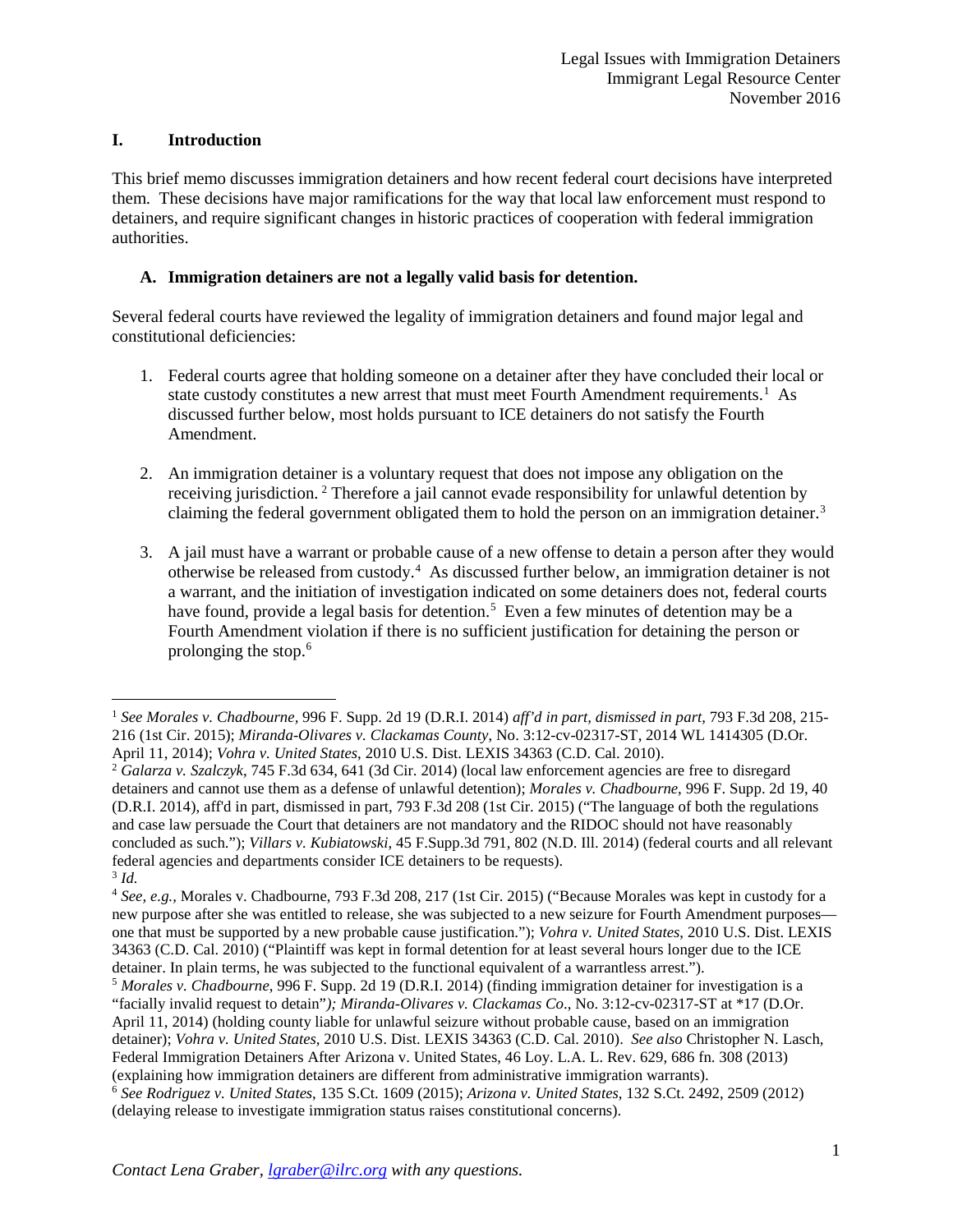Legal Issues with Immigration Detainers
Immigrant Legal Resource Center
November 2016

## I. Introduction

This brief memo discusses immigration detainers and how recent federal court decisions have interpreted them. These decisions have major ramifications for the way that local law enforcement must respond to detainers, and require significant changes in historic practices of cooperation with federal immigration authorities.

### A. Immigration detainers are not a legally valid basis for detention.

Several federal courts have reviewed the legality of immigration detainers and found major legal and constitutional deficiencies:

1. Federal courts agree that holding someone on a detainer after they have concluded their local or state custody constitutes a new arrest that must meet Fourth Amendment requirements.[1] As discussed further below, most holds pursuant to ICE detainers do not satisfy the Fourth Amendment.

2. An immigration detainer is a voluntary request that does not impose any obligation on the receiving jurisdiction.[2] Therefore a jail cannot evade responsibility for unlawful detention by claiming the federal government obligated them to hold the person on an immigration detainer.[3]

3. A jail must have a warrant or probable cause of a new offense to detain a person after they would otherwise be released from custody.[4] As discussed further below, an immigration detainer is not a warrant, and the initiation of investigation indicated on some detainers does not, federal courts have found, provide a legal basis for detention.[5] Even a few minutes of detention may be a Fourth Amendment violation if there is no sufficient justification for detaining the person or prolonging the stop.[6]

---

[1] *See Morales v. Chadbourne,* 996 F. Supp. 2d 19 (D.R.I. 2014) *aff'd in part, dismissed in part,* 793 F.3d 208, 215-216 (1st Cir. 2015); *Miranda-Olivares v. Clackamas County*, No. 3:12-cv-02317-ST, 2014 WL 1414305 (D.Or. April 11, 2014); *Vohra v. United States*, 2010 U.S. Dist. LEXIS 34363 (C.D. Cal. 2010).

[2] *Galarza v. Szalczyk*, 745 F.3d 634, 641 (3d Cir. 2014) (local law enforcement agencies are free to disregard detainers and cannot use them as a defense of unlawful detention); *Morales v. Chadbourne*, 996 F. Supp. 2d 19, 40 (D.R.I. 2014), aff'd in part, dismissed in part, 793 F.3d 208 (1st Cir. 2015) ("The language of both the regulations and case law persuade the Court that detainers are not mandatory and the RIDOC should not have reasonably concluded as such."); *Villars v. Kubiatowski*, 45 F.Supp.3d 791, 802 (N.D. Ill. 2014) (federal courts and all relevant federal agencies and departments consider ICE detainers to be requests).

[3] *Id.*

[4] *See, e.g.,* Morales v. Chadbourne, 793 F.3d 208, 217 (1st Cir. 2015) ("Because Morales was kept in custody for a new purpose after she was entitled to release, she was subjected to a new seizure for Fourth Amendment purposes—one that must be supported by a new probable cause justification."); *Vohra v. United States*, 2010 U.S. Dist. LEXIS 34363 (C.D. Cal. 2010) ("Plaintiff was kept in formal detention for at least several hours longer due to the ICE detainer. In plain terms, he was subjected to the functional equivalent of a warrantless arrest.").

[5] *Morales v. Chadbourne*, 996 F. Supp. 2d 19 (D.R.I. 2014) (finding immigration detainer for investigation is a "facially invalid request to detain"*); Miranda-Olivares v. Clackamas Co*., No. 3:12-cv-02317-ST at *17 (D.Or. April 11, 2014) (holding county liable for unlawful seizure without probable cause, based on an immigration detainer); *Vohra v. United States*, 2010 U.S. Dist. LEXIS 34363 (C.D. Cal. 2010). *See also* Christopher N. Lasch, Federal Immigration Detainers After Arizona v. United States, 46 Loy. L.A. L. Rev. 629, 686 fn. 308 (2013) (explaining how immigration detainers are different from administrative immigration warrants).

[6] *See Rodriguez v. United States*, 135 S.Ct. 1609 (2015); *Arizona v. United States*, 132 S.Ct. 2492, 2509 (2012) (delaying release to investigate immigration status raises constitutional concerns).

*Contact Lena Graber, lgraber@ilrc.org with any questions.*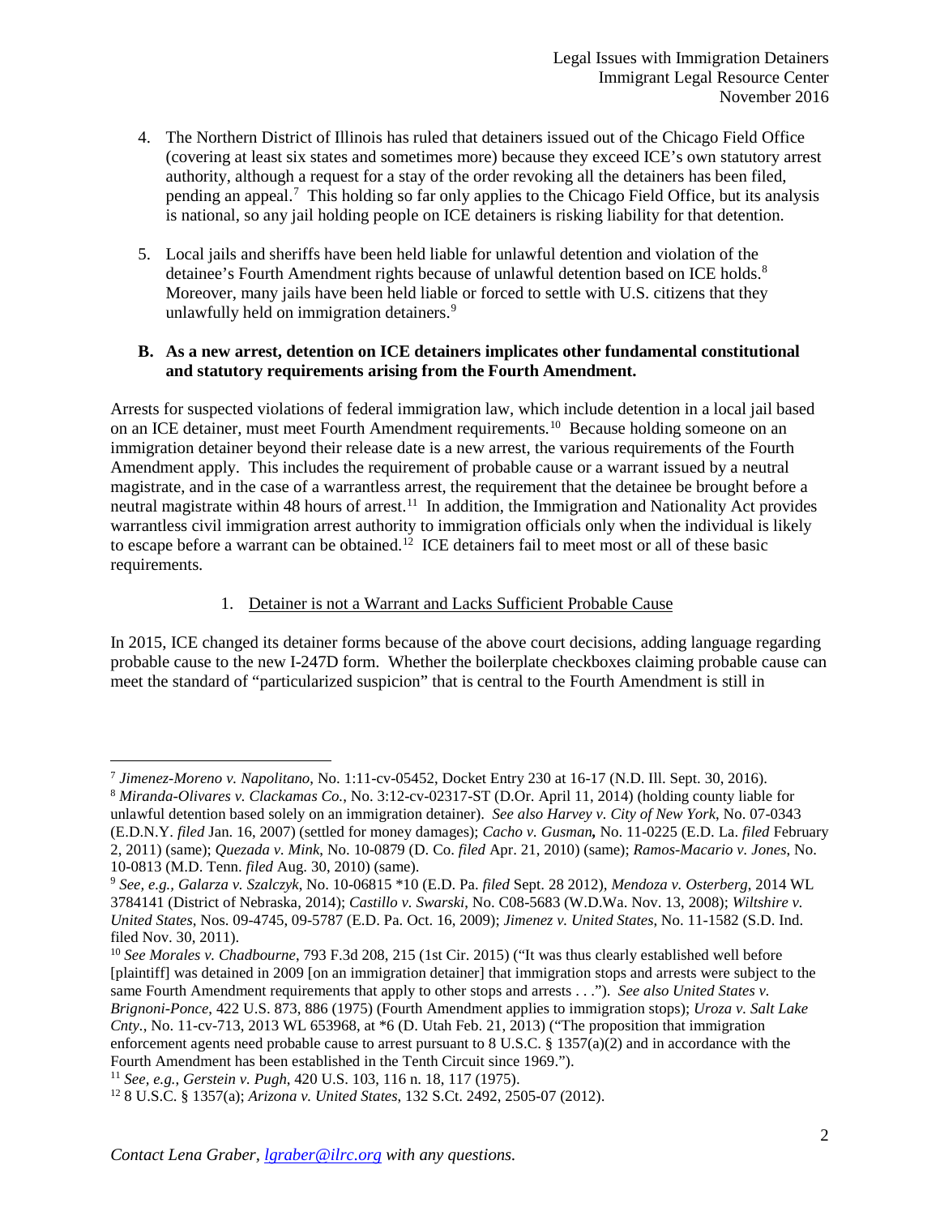4. The Northern District of Illinois has ruled that detainers issued out of the Chicago Field Office (covering at least six states and sometimes more) because they exceed ICE's own statutory arrest authority, although a request for a stay of the order revoking all the detainers has been filed, pending an appeal.[7] This holding so far only applies to the Chicago Field Office, but its analysis is national, so any jail holding people on ICE detainers is risking liability for that detention.

5. Local jails and sheriffs have been held liable for unlawful detention and violation of the detainee's Fourth Amendment rights because of unlawful detention based on ICE holds.[8] Moreover, many jails have been held liable or forced to settle with U.S. citizens that they unlawfully held on immigration detainers.[9]

**B. As a new arrest, detention on ICE detainers implicates other fundamental constitutional and statutory requirements arising from the Fourth Amendment.**

Arrests for suspected violations of federal immigration law, which include detention in a local jail based on an ICE detainer, must meet Fourth Amendment requirements.[10] Because holding someone on an immigration detainer beyond their release date is a new arrest, the various requirements of the Fourth Amendment apply. This includes the requirement of probable cause or a warrant issued by a neutral magistrate, and in the case of a warrantless arrest, the requirement that the detainee be brought before a neutral magistrate within 48 hours of arrest.[11] In addition, the Immigration and Nationality Act provides warrantless civil immigration arrest authority to immigration officials only when the individual is likely to escape before a warrant can be obtained.[12] ICE detainers fail to meet most or all of these basic requirements.

1. <u>Detainer is not a Warrant and Lacks Sufficient Probable Cause</u>

In 2015, ICE changed its detainer forms because of the above court decisions, adding language regarding probable cause to the new I-247D form. Whether the boilerplate checkboxes claiming probable cause can meet the standard of "particularized suspicion" that is central to the Fourth Amendment is still in

---

[7] *Jimenez-Moreno v. Napolitano*, No. 1:11-cv-05452, Docket Entry 230 at 16-17 (N.D. Ill. Sept. 30, 2016).

[8] *Miranda-Olivares v. Clackamas Co.*, No. 3:12-cv-02317-ST (D.Or. April 11, 2014) (holding county liable for unlawful detention based solely on an immigration detainer). *See also Harvey v. City of New York*, No. 07-0343 (E.D.N.Y. *filed* Jan. 16, 2007) (settled for money damages); ***Cacho v. Gusman*,** No. 11-0225 (E.D. La. *filed* February 2, 2011) (same); *Quezada v. Mink*, No. 10-0879 (D. Co. *filed* Apr. 21, 2010) (same); *Ramos-Macario v. Jones*, No. 10-0813 (M.D. Tenn. *filed* Aug. 30, 2010) (same).

[9] *See, e.g., Galarza v. Szalczyk*, No. 10-06815 *10 (E.D. Pa. *filed* Sept. 28 2012), *Mendoza v. Osterberg*, 2014 WL 3784141 (District of Nebraska, 2014); *Castillo v. Swarski*, No. C08-5683 (W.D.Wa. Nov. 13, 2008); *Wiltshire v. United States*, Nos. 09-4745, 09-5787 (E.D. Pa. Oct. 16, 2009); *Jimenez v. United States*, No. 11-1582 (S.D. Ind. filed Nov. 30, 2011).

[10] *See Morales v. Chadbourne*, 793 F.3d 208, 215 (1st Cir. 2015) ("It was thus clearly established well before [plaintiff] was detained in 2009 [on an immigration detainer] that immigration stops and arrests were subject to the same Fourth Amendment requirements that apply to other stops and arrests . . ."). *See also United States v. Brignoni-Ponce*, 422 U.S. 873, 886 (1975) (Fourth Amendment applies to immigration stops); *Uroza v. Salt Lake Cnty.*, No. 11-cv-713, 2013 WL 653968, at *6 (D. Utah Feb. 21, 2013) ("The proposition that immigration enforcement agents need probable cause to arrest pursuant to 8 U.S.C. § 1357(a)(2) and in accordance with the Fourth Amendment has been established in the Tenth Circuit since 1969.").

[11] *See, e.g., Gerstein v. Pugh*, 420 U.S. 103, 116 n. 18, 117 (1975).

[12] 8 U.S.C. § 1357(a); *Arizona v. United States*, 132 S.Ct. 2492, 2505-07 (2012).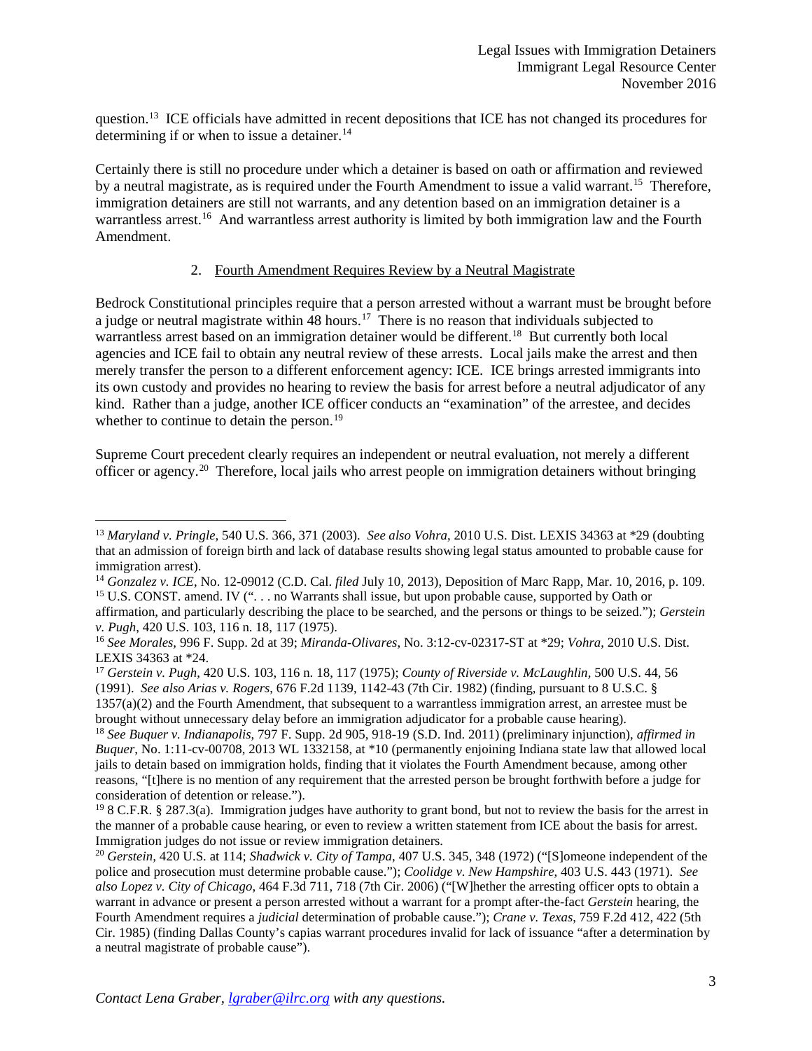question.[13] ICE officials have admitted in recent depositions that ICE has not changed its procedures for determining if or when to issue a detainer.[14]

Certainly there is still no procedure under which a detainer is based on oath or affirmation and reviewed by a neutral magistrate, as is required under the Fourth Amendment to issue a valid warrant.[15] Therefore, immigration detainers are still not warrants, and any detention based on an immigration detainer is a warrantless arrest.[16] And warrantless arrest authority is limited by both immigration law and the Fourth Amendment.

### 2. Fourth Amendment Requires Review by a Neutral Magistrate

Bedrock Constitutional principles require that a person arrested without a warrant must be brought before a judge or neutral magistrate within 48 hours.[17] There is no reason that individuals subjected to warrantless arrest based on an immigration detainer would be different.[18] But currently both local agencies and ICE fail to obtain any neutral review of these arrests. Local jails make the arrest and then merely transfer the person to a different enforcement agency: ICE. ICE brings arrested immigrants into its own custody and provides no hearing to review the basis for arrest before a neutral adjudicator of any kind. Rather than a judge, another ICE officer conducts an "examination" of the arrestee, and decides whether to continue to detain the person.[19]

Supreme Court precedent clearly requires an independent or neutral evaluation, not merely a different officer or agency.[20] Therefore, local jails who arrest people on immigration detainers without bringing

---

[13] *Maryland v. Pringle*, 540 U.S. 366, 371 (2003). *See also Vohra*, 2010 U.S. Dist. LEXIS 34363 at *29 (doubting that an admission of foreign birth and lack of database results showing legal status amounted to probable cause for immigration arrest).

[14] *Gonzalez v. ICE*, No. 12-09012 (C.D. Cal. *filed* July 10, 2013), Deposition of Marc Rapp, Mar. 10, 2016, p. 109.

[15] U.S. CONST. amend. IV (". . . no Warrants shall issue, but upon probable cause, supported by Oath or affirmation, and particularly describing the place to be searched, and the persons or things to be seized."); *Gerstein v. Pugh*, 420 U.S. 103, 116 n. 18, 117 (1975).

[16] *See Morales*, 996 F. Supp. 2d at 39; *Miranda-Olivares*, No. 3:12-cv-02317-ST at *29; *Vohra*, 2010 U.S. Dist. LEXIS 34363 at *24.

[17] *Gerstein v. Pugh*, 420 U.S. 103, 116 n. 18, 117 (1975); *County of Riverside v. McLaughlin*, 500 U.S. 44, 56 (1991). *See also Arias v. Rogers*, 676 F.2d 1139, 1142-43 (7th Cir. 1982) (finding, pursuant to 8 U.S.C. § 1357(a)(2) and the Fourth Amendment, that subsequent to a warrantless immigration arrest, an arrestee must be brought without unnecessary delay before an immigration adjudicator for a probable cause hearing).

[18] *See Buquer v. Indianapolis*, 797 F. Supp. 2d 905, 918-19 (S.D. Ind. 2011) (preliminary injunction), *affirmed in Buquer*, No. 1:11-cv-00708, 2013 WL 1332158, at *10 (permanently enjoining Indiana state law that allowed local jails to detain based on immigration holds, finding that it violates the Fourth Amendment because, among other reasons, "[t]here is no mention of any requirement that the arrested person be brought forthwith before a judge for consideration of detention or release.").

[19] 8 C.F.R. § 287.3(a). Immigration judges have authority to grant bond, but not to review the basis for the arrest in the manner of a probable cause hearing, or even to review a written statement from ICE about the basis for arrest. Immigration judges do not issue or review immigration detainers.

[20] *Gerstein*, 420 U.S. at 114; *Shadwick v. City of Tampa*, 407 U.S. 345, 348 (1972) ("[S]omeone independent of the police and prosecution must determine probable cause."); *Coolidge v. New Hampshire*, 403 U.S. 443 (1971). *See also Lopez v. City of Chicago*, 464 F.3d 711, 718 (7th Cir. 2006) ("[W]hether the arresting officer opts to obtain a warrant in advance or present a person arrested without a warrant for a prompt after-the-fact *Gerstein* hearing, the Fourth Amendment requires a *judicial* determination of probable cause."); *Crane v. Texas*, 759 F.2d 412, 422 (5th Cir. 1985) (finding Dallas County's capias warrant procedures invalid for lack of issuance "after a determination by a neutral magistrate of probable cause").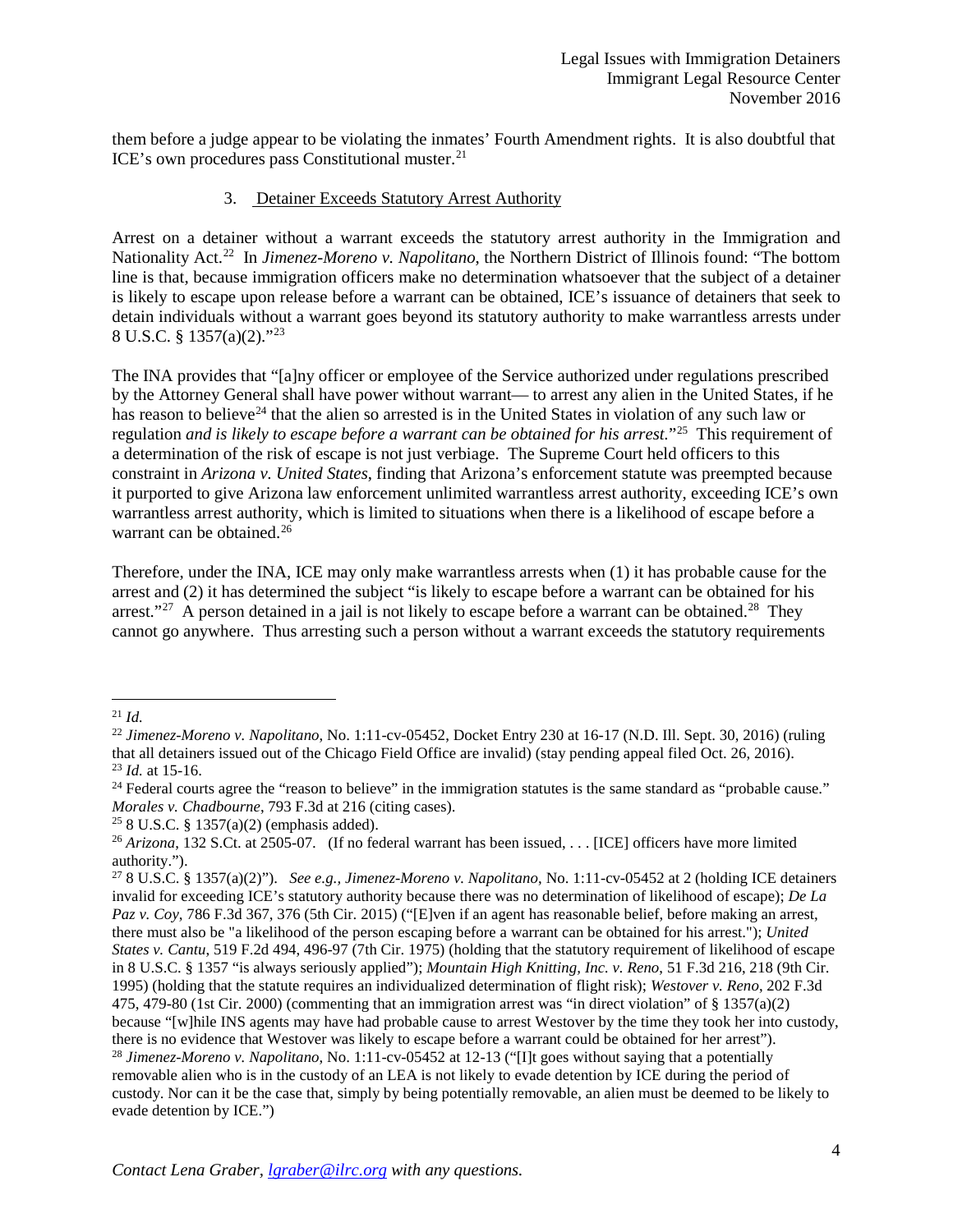them before a judge appear to be violating the inmates' Fourth Amendment rights. It is also doubtful that ICE's own procedures pass Constitutional muster.[21]

### 3. Detainer Exceeds Statutory Arrest Authority

Arrest on a detainer without a warrant exceeds the statutory arrest authority in the Immigration and Nationality Act.[22] In *Jimenez-Moreno v. Napolitano*, the Northern District of Illinois found: "The bottom line is that, because immigration officers make no determination whatsoever that the subject of a detainer is likely to escape upon release before a warrant can be obtained, ICE's issuance of detainers that seek to detain individuals without a warrant goes beyond its statutory authority to make warrantless arrests under 8 U.S.C. § 1357(a)(2)."[23]

The INA provides that "[a]ny officer or employee of the Service authorized under regulations prescribed by the Attorney General shall have power without warrant— to arrest any alien in the United States, if he has reason to believe[24] that the alien so arrested is in the United States in violation of any such law or regulation *and is likely to escape before a warrant can be obtained for his arrest.*"[25] This requirement of a determination of the risk of escape is not just verbiage. The Supreme Court held officers to this constraint in *Arizona v. United States*, finding that Arizona's enforcement statute was preempted because it purported to give Arizona law enforcement unlimited warrantless arrest authority, exceeding ICE's own warrantless arrest authority, which is limited to situations when there is a likelihood of escape before a warrant can be obtained.[26]

Therefore, under the INA, ICE may only make warrantless arrests when (1) it has probable cause for the arrest and (2) it has determined the subject "is likely to escape before a warrant can be obtained for his arrest."[27] A person detained in a jail is not likely to escape before a warrant can be obtained.[28] They cannot go anywhere. Thus arresting such a person without a warrant exceeds the statutory requirements

---

[21] *Id.*

[22] *Jimenez-Moreno v. Napolitano*, No. 1:11-cv-05452, Docket Entry 230 at 16-17 (N.D. Ill. Sept. 30, 2016) (ruling that all detainers issued out of the Chicago Field Office are invalid) (stay pending appeal filed Oct. 26, 2016).

[23] *Id.* at 15-16.

[24] Federal courts agree the "reason to believe" in the immigration statutes is the same standard as "probable cause." *Morales v. Chadbourne*, 793 F.3d at 216 (citing cases).

[25] 8 U.S.C. § 1357(a)(2) (emphasis added).

[26] *Arizona*, 132 S.Ct. at 2505-07. (If no federal warrant has been issued, . . . [ICE] officers have more limited authority.").

[27] 8 U.S.C. § 1357(a)(2)"). *See e.g., Jimenez-Moreno v. Napolitano*, No. 1:11-cv-05452 at 2 (holding ICE detainers invalid for exceeding ICE's statutory authority because there was no determination of likelihood of escape); *De La Paz v. Coy*, 786 F.3d 367, 376 (5th Cir. 2015) ("[E]ven if an agent has reasonable belief, before making an arrest, there must also be "a likelihood of the person escaping before a warrant can be obtained for his arrest."); *United States v. Cantu*, 519 F.2d 494, 496-97 (7th Cir. 1975) (holding that the statutory requirement of likelihood of escape in 8 U.S.C. § 1357 "is always seriously applied"); *Mountain High Knitting, Inc. v. Reno*, 51 F.3d 216, 218 (9th Cir. 1995) (holding that the statute requires an individualized determination of flight risk); *Westover v. Reno*, 202 F.3d 475, 479-80 (1st Cir. 2000) (commenting that an immigration arrest was "in direct violation" of § 1357(a)(2) because "[w]hile INS agents may have had probable cause to arrest Westover by the time they took her into custody, there is no evidence that Westover was likely to escape before a warrant could be obtained for her arrest").

[28] *Jimenez-Moreno v. Napolitano*, No. 1:11-cv-05452 at 12-13 ("[I]t goes without saying that a potentially removable alien who is in the custody of an LEA is not likely to evade detention by ICE during the period of custody. Nor can it be the case that, simply by being potentially removable, an alien must be deemed to be likely to evade detention by ICE.")

*Contact Lena Graber, lgraber@ilrc.org with any questions.*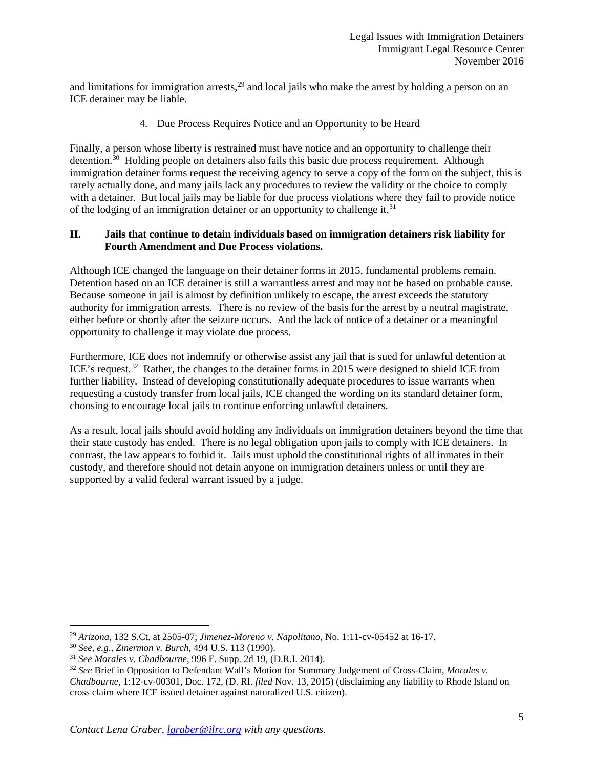and limitations for immigration arrests,[29] and local jails who make the arrest by holding a person on an ICE detainer may be liable.

4. Due Process Requires Notice and an Opportunity to be Heard

Finally, a person whose liberty is restrained must have notice and an opportunity to challenge their detention.[30] Holding people on detainers also fails this basic due process requirement. Although immigration detainer forms request the receiving agency to serve a copy of the form on the subject, this is rarely actually done, and many jails lack any procedures to review the validity or the choice to comply with a detainer. But local jails may be liable for due process violations where they fail to provide notice of the lodging of an immigration detainer or an opportunity to challenge it.[31]

## II. Jails that continue to detain individuals based on immigration detainers risk liability for Fourth Amendment and Due Process violations.

Although ICE changed the language on their detainer forms in 2015, fundamental problems remain. Detention based on an ICE detainer is still a warrantless arrest and may not be based on probable cause. Because someone in jail is almost by definition unlikely to escape, the arrest exceeds the statutory authority for immigration arrests. There is no review of the basis for the arrest by a neutral magistrate, either before or shortly after the seizure occurs. And the lack of notice of a detainer or a meaningful opportunity to challenge it may violate due process.

Furthermore, ICE does not indemnify or otherwise assist any jail that is sued for unlawful detention at ICE's request.[32] Rather, the changes to the detainer forms in 2015 were designed to shield ICE from further liability. Instead of developing constitutionally adequate procedures to issue warrants when requesting a custody transfer from local jails, ICE changed the wording on its standard detainer form, choosing to encourage local jails to continue enforcing unlawful detainers.

As a result, local jails should avoid holding any individuals on immigration detainers beyond the time that their state custody has ended. There is no legal obligation upon jails to comply with ICE detainers. In contrast, the law appears to forbid it. Jails must uphold the constitutional rights of all inmates in their custody, and therefore should not detain anyone on immigration detainers unless or until they are supported by a valid federal warrant issued by a judge.

---

[29] *Arizona*, 132 S.Ct. at 2505-07; *Jimenez-Moreno v. Napolitano*, No. 1:11-cv-05452 at 16-17.

[30] *See, e.g.*, *Zinermon v. Burch*, 494 U.S. 113 (1990).

[31] *See Morales v. Chadbourne*, 996 F. Supp. 2d 19, (D.R.I. 2014).

[32] *See* Brief in Opposition to Defendant Wall's Motion for Summary Judgement of Cross-Claim, *Morales v. Chadbourne*, 1:12-cv-00301, Doc. 172, (D. RI. *filed* Nov. 13, 2015) (disclaiming any liability to Rhode Island on cross claim where ICE issued detainer against naturalized U.S. citizen).

*Contact Lena Graber, [lgraber@ilrc.org](mailto:lgraber@ilrc.org) with any questions.*